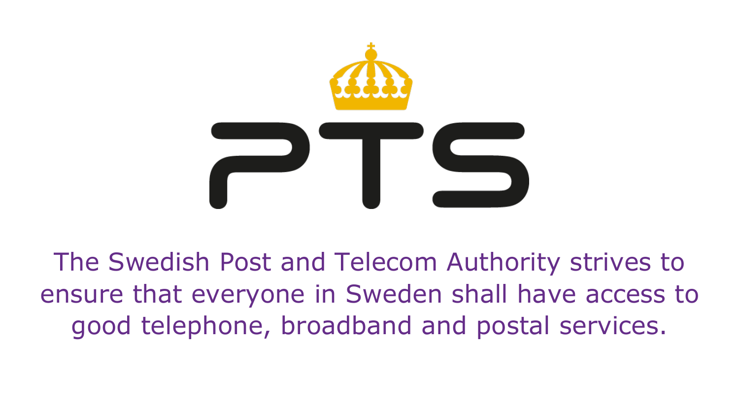PTS

The Swedish Post and Telecom Authority strives to ensure that everyone in Sweden shall have access to good telephone, broadband and postal services.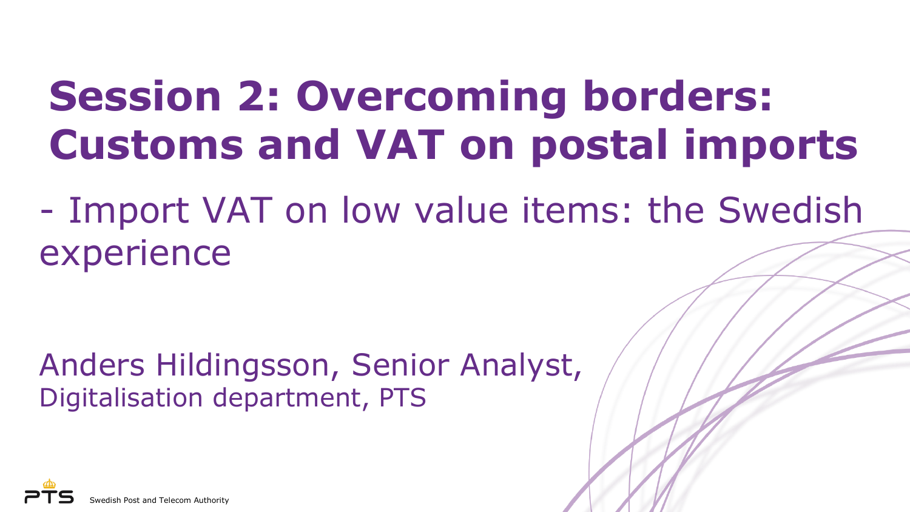# Session 2: Overcoming borders: Customs and VAT on postal imports

- Import VAT on low value items: the Swedish experience

Anders Hildingsson, Senior Analyst,
Digitalisation department, PTS

Swedish Post and Telecom Authority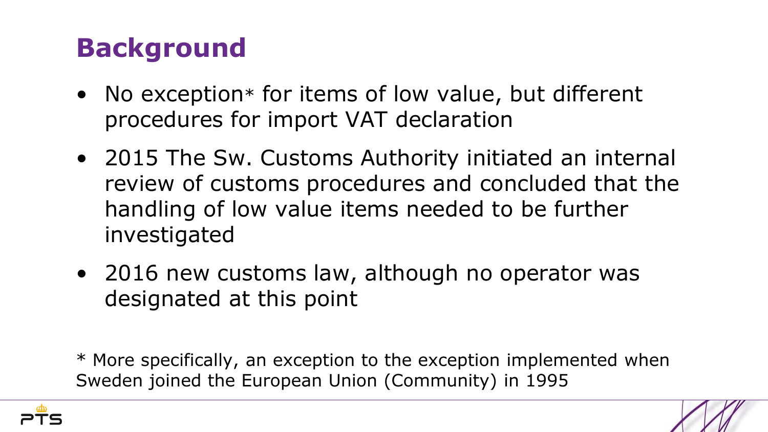# Background

- No exception* for items of low value, but different procedures for import VAT declaration
- 2015 The Sw. Customs Authority initiated an internal review of customs procedures and concluded that the handling of low value items needed to be further investigated
- 2016 new customs law, although no operator was designated at this point

* More specifically, an exception to the exception implemented when Sweden joined the European Union (Community) in 1995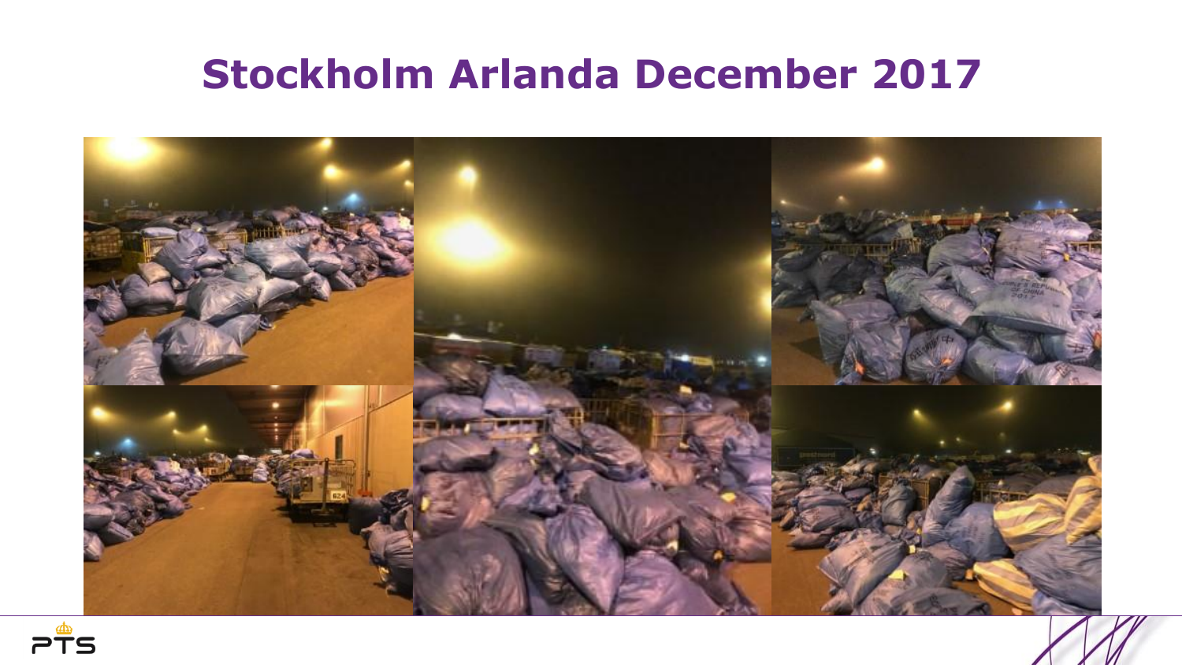# Stockholm Arlanda December 2017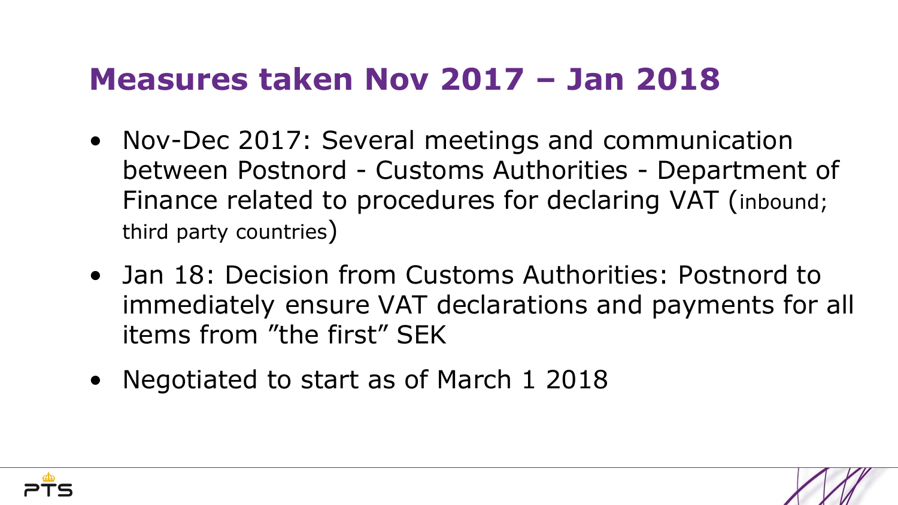# Measures taken Nov 2017 – Jan 2018

- Nov-Dec 2017: Several meetings and communication between Postnord - Customs Authorities - Department of Finance related to procedures for declaring VAT (inbound; third party countries)
- Jan 18: Decision from Customs Authorities: Postnord to immediately ensure VAT declarations and payments for all items from ”the first” SEK
- Negotiated to start as of March 1 2018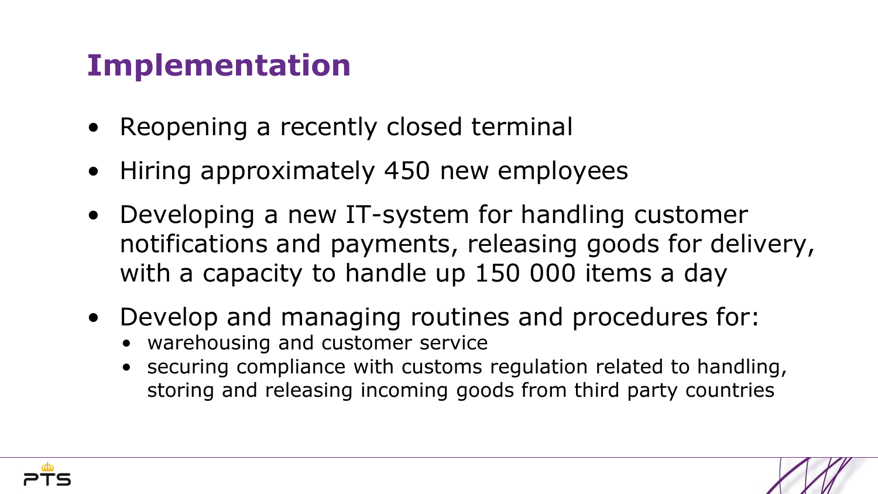# Implementation

- Reopening a recently closed terminal
- Hiring approximately 450 new employees
- Developing a new IT-system for handling customer notifications and payments, releasing goods for delivery, with a capacity to handle up 150 000 items a day
- Develop and managing routines and procedures for:
  - warehousing and customer service
  - securing compliance with customs regulation related to handling, storing and releasing incoming goods from third party countries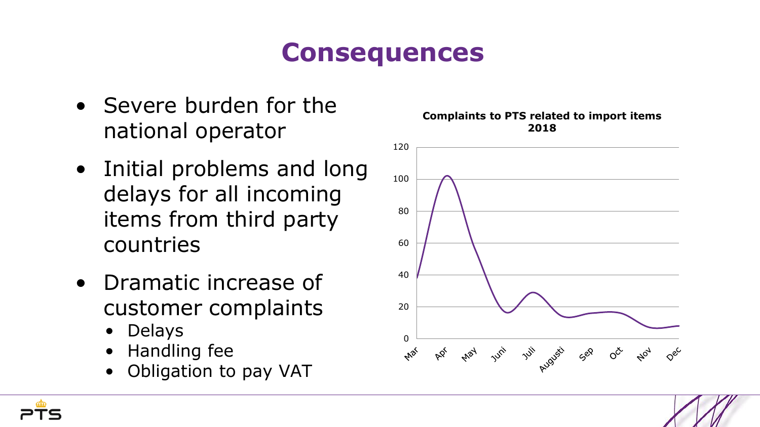# Consequences

- Severe burden for the national operator
- Initial problems and long delays for all incoming items from third party countries
- Dramatic increase of customer complaints
  - Delays
  - Handling fee
  - Obligation to pay VAT

**Complaints to PTS related to import items 2018**

120
100
80
60
40
20
0

Mar Apr May Juni Juli Augusti Sep Oct Nov Dec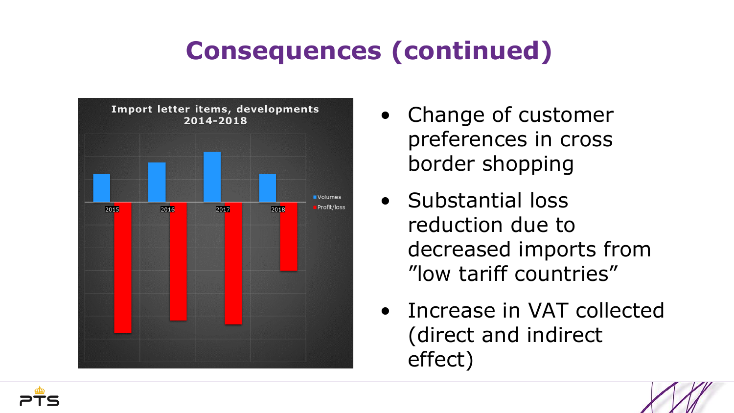# Consequences (continued)

**Import letter items, developments 2014-2018**

Volumes, Profit/loss: 2015, 2016, 2017, 2018

- Change of customer preferences in cross border shopping
- Substantial loss reduction due to decreased imports from ”low tariff countries”
- Increase in VAT collected (direct and indirect effect)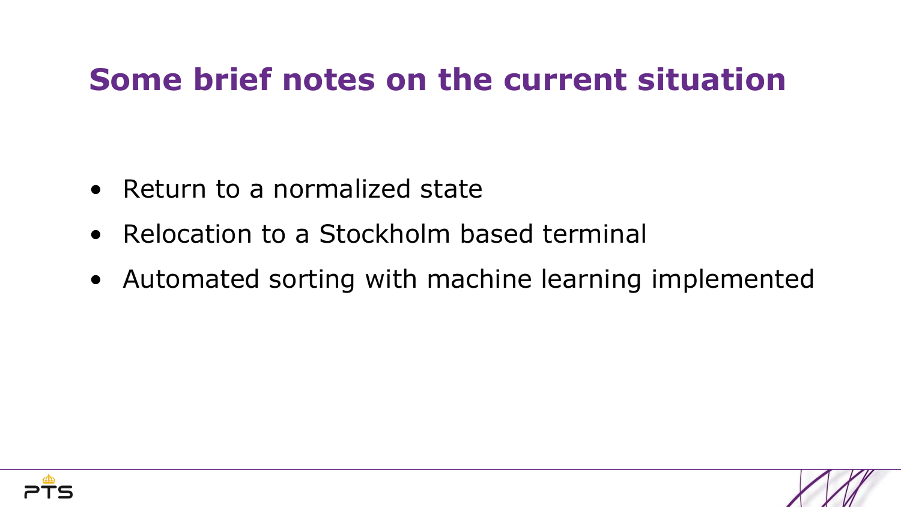# Some brief notes on the current situation

- Return to a normalized state
- Relocation to a Stockholm based terminal
- Automated sorting with machine learning implemented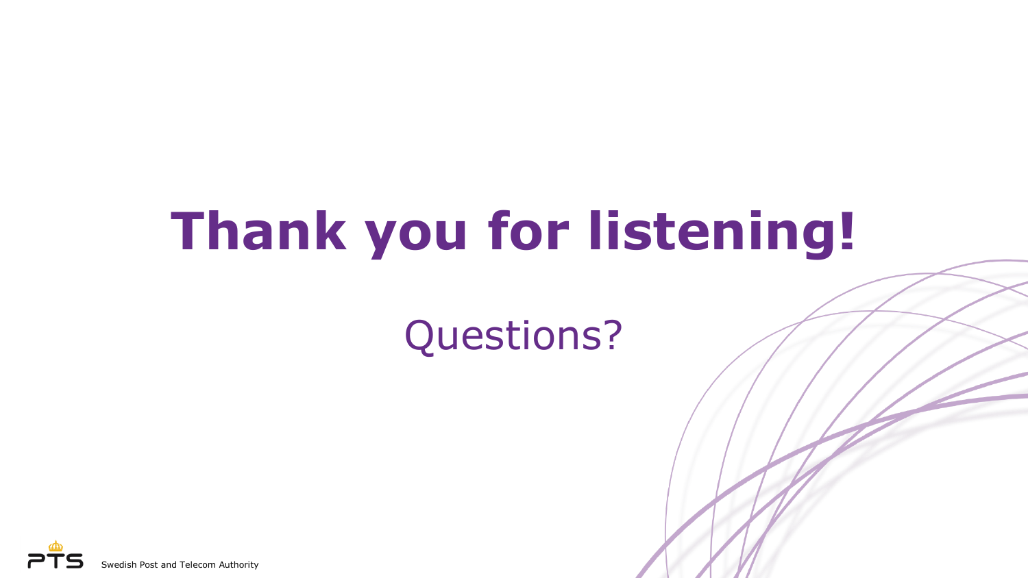# Thank you for listening!

Questions?